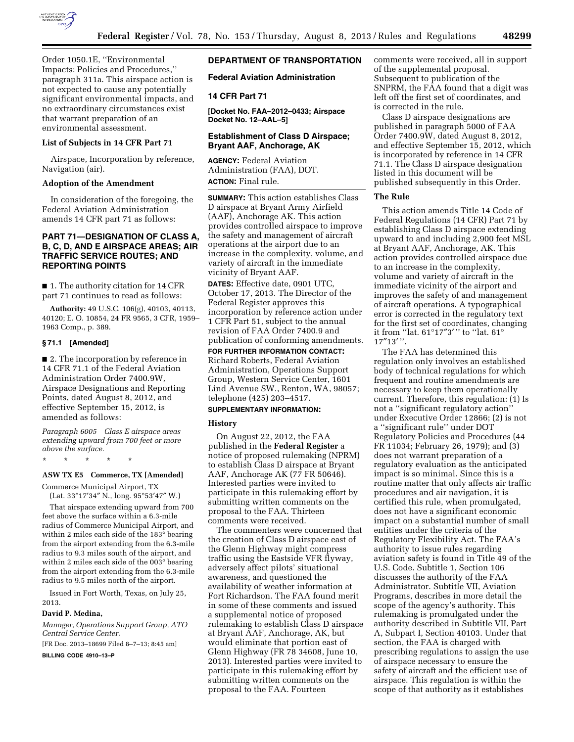Order 1050.1E, ''Environmental Impacts: Policies and Procedures,'' paragraph 311a. This airspace action is not expected to cause any potentially significant environmental impacts, and no extraordinary circumstances exist that warrant preparation of an environmental assessment.

### List of Subjects in 14 CFR Part 71

Airspace, Incorporation by reference, Navigation (air).

### Adoption of the Amendment

In consideration of the foregoing, the Federal Aviation Administration amends 14 CFR part 71 as follows:

## PART 71—DESIGNATION OF CLASS A, B, C, D, AND E AIRSPACE AREAS; AIR TRAFFIC SERVICE ROUTES; AND REPORTING POINTS

■ 1. The authority citation for 14 CFR part 71 continues to read as follows:

**Authority:** 49 U.S.C. 106(g), 40103, 40113, 40120; E. O. 10854, 24 FR 9565, 3 CFR, 1959–1963 Comp., p. 389.

### § 71.1 [Amended]

■ 2. The incorporation by reference in 14 CFR 71.1 of the Federal Aviation Administration Order 7400.9W, Airspace Designations and Reporting Points, dated August 8, 2012, and effective September 15, 2012, is amended as follows:

*Paragraph 6005 Class E airspace areas extending upward from 700 feet or more above the surface.*

\* \* \* \* \*

**ASW TX E5 Commerce, TX [Amended]**

Commerce Municipal Airport, TX
(Lat. 33°17′34″ N., long. 95°53′47″ W.)

That airspace extending upward from 700 feet above the surface within a 6.3-mile radius of Commerce Municipal Airport, and within 2 miles each side of the 183° bearing from the airport extending from the 6.3-mile radius to 9.3 miles south of the airport, and within 2 miles each side of the 003° bearing from the airport extending from the 6.3-mile radius to 9.5 miles north of the airport.

Issued in Fort Worth, Texas, on July 25, 2013.

**David P. Medina,**

*Manager, Operations Support Group, ATO Central Service Center.*

[FR Doc. 2013–18699 Filed 8–7–13; 8:45 am]

**BILLING CODE 4910–13–P**

## DEPARTMENT OF TRANSPORTATION

## Federal Aviation Administration

## 14 CFR Part 71

**[Docket No. FAA–2012–0433; Airspace Docket No. 12–AAL–5]**

## Establishment of Class D Airspace; Bryant AAF, Anchorage, AK

**AGENCY:** Federal Aviation Administration (FAA), DOT.

**ACTION:** Final rule.

**SUMMARY:** This action establishes Class D airspace at Bryant Army Airfield (AAF), Anchorage AK. This action provides controlled airspace to improve the safety and management of aircraft operations at the airport due to an increase in the complexity, volume, and variety of aircraft in the immediate vicinity of Bryant AAF.

**DATES:** Effective date, 0901 UTC, October 17, 2013. The Director of the Federal Register approves this incorporation by reference action under 1 CFR Part 51, subject to the annual revision of FAA Order 7400.9 and publication of conforming amendments.

**FOR FURTHER INFORMATION CONTACT:** Richard Roberts, Federal Aviation Administration, Operations Support Group, Western Service Center, 1601 Lind Avenue SW., Renton, WA, 98057; telephone (425) 203–4517.

**SUPPLEMENTARY INFORMATION:**

### History

On August 22, 2012, the FAA published in the **Federal Register** a notice of proposed rulemaking (NPRM) to establish Class D airspace at Bryant AAF, Anchorage AK (77 FR 50646). Interested parties were invited to participate in this rulemaking effort by submitting written comments on the proposal to the FAA. Thirteen comments were received.

The commenters were concerned that the creation of Class D airspace east of the Glenn Highway might compress traffic using the Eastside VFR flyway, adversely affect pilots' situational awareness, and questioned the availability of weather information at Fort Richardson. The FAA found merit in some of these comments and issued a supplemental notice of proposed rulemaking to establish Class D airspace at Bryant AAF, Anchorage, AK, but would eliminate that portion east of Glenn Highway (FR 78 34608, June 10, 2013). Interested parties were invited to participate in this rulemaking effort by submitting written comments on the proposal to the FAA. Fourteen comments were received, all in support of the supplemental proposal. Subsequent to publication of the SNPRM, the FAA found that a digit was left off the first set of coordinates, and is corrected in the rule.

Class D airspace designations are published in paragraph 5000 of FAA Order 7400.9W, dated August 8, 2012, and effective September 15, 2012, which is incorporated by reference in 14 CFR 71.1. The Class D airspace designation listed in this document will be published subsequently in this Order.

### The Rule

This action amends Title 14 Code of Federal Regulations (14 CFR) Part 71 by establishing Class D airspace extending upward to and including 2,900 feet MSL at Bryant AAF, Anchorage, AK. This action provides controlled airspace due to an increase in the complexity, volume and variety of aircraft in the immediate vicinity of the airport and improves the safety of and management of aircraft operations. A typographical error is corrected in the regulatory text for the first set of coordinates, changing it from ''lat. 61°17″3′'' to ''lat. 61° 17″13′''.

The FAA has determined this regulation only involves an established body of technical regulations for which frequent and routine amendments are necessary to keep them operationally current. Therefore, this regulation: (1) Is not a ''significant regulatory action'' under Executive Order 12866; (2) is not a ''significant rule'' under DOT Regulatory Policies and Procedures (44 FR 11034; February 26, 1979); and (3) does not warrant preparation of a regulatory evaluation as the anticipated impact is so minimal. Since this is a routine matter that only affects air traffic procedures and air navigation, it is certified this rule, when promulgated, does not have a significant economic impact on a substantial number of small entities under the criteria of the Regulatory Flexibility Act. The FAA's authority to issue rules regarding aviation safety is found in Title 49 of the U.S. Code. Subtitle 1, Section 106 discusses the authority of the FAA Administrator. Subtitle VII, Aviation Programs, describes in more detail the scope of the agency's authority. This rulemaking is promulgated under the authority described in Subtitle VII, Part A, Subpart I, Section 40103. Under that section, the FAA is charged with prescribing regulations to assign the use of airspace necessary to ensure the safety of aircraft and the efficient use of airspace. This regulation is within the scope of that authority as it establishes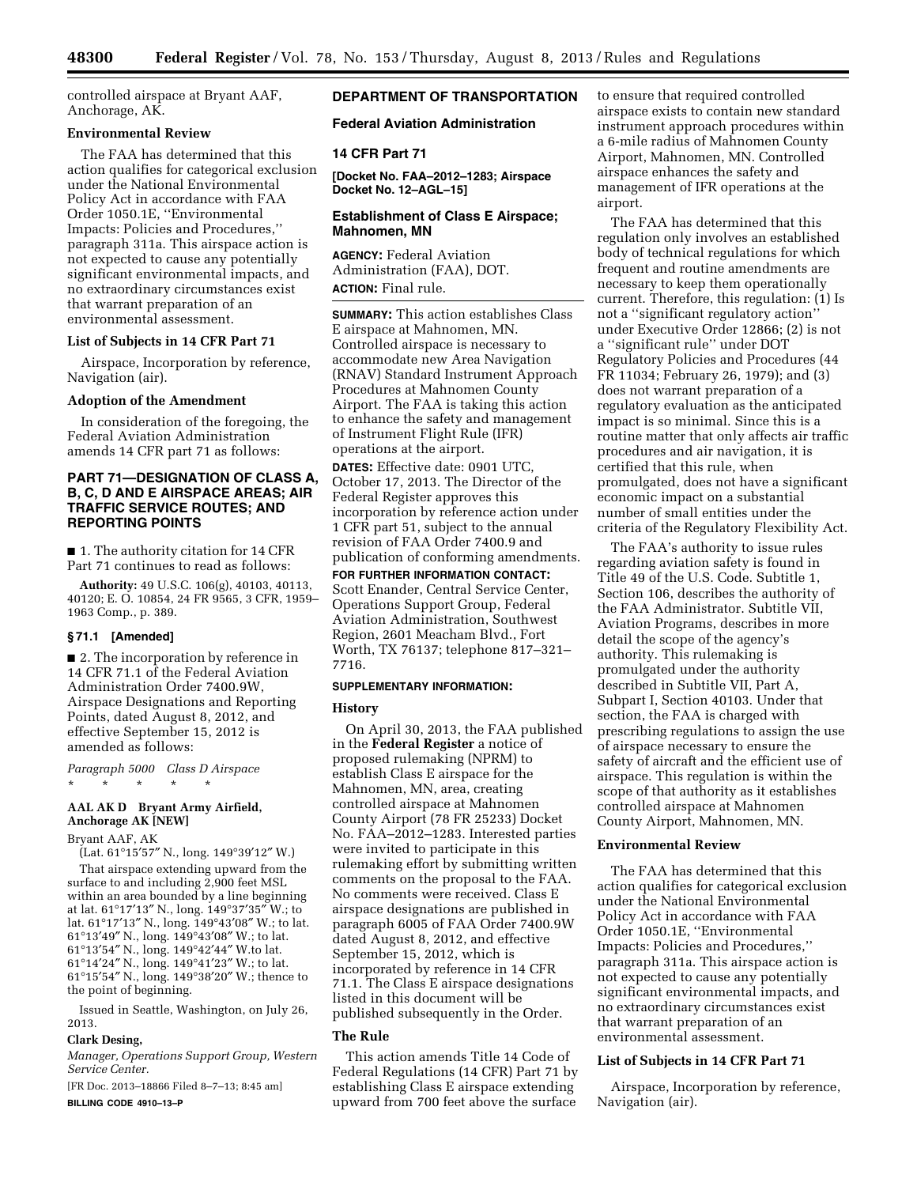controlled airspace at Bryant AAF, Anchorage, AK.

**Environmental Review**

The FAA has determined that this action qualifies for categorical exclusion under the National Environmental Policy Act in accordance with FAA Order 1050.1E, ''Environmental Impacts: Policies and Procedures,'' paragraph 311a. This airspace action is not expected to cause any potentially significant environmental impacts, and no extraordinary circumstances exist that warrant preparation of an environmental assessment.

**List of Subjects in 14 CFR Part 71**

Airspace, Incorporation by reference, Navigation (air).

**Adoption of the Amendment**

In consideration of the foregoing, the Federal Aviation Administration amends 14 CFR part 71 as follows:

## PART 71—DESIGNATION OF CLASS A, B, C, D AND E AIRSPACE AREAS; AIR TRAFFIC SERVICE ROUTES; AND REPORTING POINTS

■ 1. The authority citation for 14 CFR Part 71 continues to read as follows:

**Authority:** 49 U.S.C. 106(g), 40103, 40113, 40120; E. O. 10854, 24 FR 9565, 3 CFR, 1959–1963 Comp., p. 389.

**§ 71.1 [Amended]**

■ 2. The incorporation by reference in 14 CFR 71.1 of the Federal Aviation Administration Order 7400.9W, Airspace Designations and Reporting Points, dated August 8, 2012, and effective September 15, 2012 is amended as follows:

*Paragraph 5000 Class D Airspace*

\* \* \* \* \*

**AAL AK D Bryant Army Airfield, Anchorage AK [NEW]**

Bryant AAF, AK

(Lat. 61°15′57″ N., long. 149°39′12″ W.)

That airspace extending upward from the surface to and including 2,900 feet MSL within an area bounded by a line beginning at lat. 61°17′13″ N., long. 149°37′35″ W.; to lat. 61°17′13″ N., long. 149°43′08″ W.; to lat. 61°13′49″ N., long. 149°43′08″ W.; to lat. 61°13′54″ N., long. 149°42′44″ W.to lat. 61°14′24″ N., long. 149°41′23″ W.; to lat. 61°15′54″ N., long. 149°38′20″ W.; thence to the point of beginning.

Issued in Seattle, Washington, on July 26, 2013.

**Clark Desing,**

*Manager, Operations Support Group, Western Service Center.*

[FR Doc. 2013–18866 Filed 8–7–13; 8:45 am]

**BILLING CODE 4910–13–P**

## DEPARTMENT OF TRANSPORTATION

### Federal Aviation Administration

### 14 CFR Part 71

**[Docket No. FAA–2012–1283; Airspace Docket No. 12–AGL–15]**

### Establishment of Class E Airspace; Mahnomen, MN

**AGENCY:** Federal Aviation Administration (FAA), DOT.

**ACTION:** Final rule.

**SUMMARY:** This action establishes Class E airspace at Mahnomen, MN. Controlled airspace is necessary to accommodate new Area Navigation (RNAV) Standard Instrument Approach Procedures at Mahnomen County Airport. The FAA is taking this action to enhance the safety and management of Instrument Flight Rule (IFR) operations at the airport.

**DATES:** Effective date: 0901 UTC, October 17, 2013. The Director of the Federal Register approves this incorporation by reference action under 1 CFR part 51, subject to the annual revision of FAA Order 7400.9 and publication of conforming amendments.

**FOR FURTHER INFORMATION CONTACT:** Scott Enander, Central Service Center, Operations Support Group, Federal Aviation Administration, Southwest Region, 2601 Meacham Blvd., Fort Worth, TX 76137; telephone 817–321–7716.

**SUPPLEMENTARY INFORMATION:**

**History**

On April 30, 2013, the FAA published in the **Federal Register** a notice of proposed rulemaking (NPRM) to establish Class E airspace for the Mahnomen, MN, area, creating controlled airspace at Mahnomen County Airport (78 FR 25233) Docket No. FAA–2012–1283. Interested parties were invited to participate in this rulemaking effort by submitting written comments on the proposal to the FAA. No comments were received. Class E airspace designations are published in paragraph 6005 of FAA Order 7400.9W dated August 8, 2012, and effective September 15, 2012, which is incorporated by reference in 14 CFR 71.1. The Class E airspace designations listed in this document will be published subsequently in the Order.

**The Rule**

This action amends Title 14 Code of Federal Regulations (14 CFR) Part 71 by establishing Class E airspace extending upward from 700 feet above the surface to ensure that required controlled airspace exists to contain new standard instrument approach procedures within a 6-mile radius of Mahnomen County Airport, Mahnomen, MN. Controlled airspace enhances the safety and management of IFR operations at the airport.

The FAA has determined that this regulation only involves an established body of technical regulations for which frequent and routine amendments are necessary to keep them operationally current. Therefore, this regulation: (1) Is not a ''significant regulatory action'' under Executive Order 12866; (2) is not a ''significant rule'' under DOT Regulatory Policies and Procedures (44 FR 11034; February 26, 1979); and (3) does not warrant preparation of a regulatory evaluation as the anticipated impact is so minimal. Since this is a routine matter that only affects air traffic procedures and air navigation, it is certified that this rule, when promulgated, does not have a significant economic impact on a substantial number of small entities under the criteria of the Regulatory Flexibility Act.

The FAA's authority to issue rules regarding aviation safety is found in Title 49 of the U.S. Code. Subtitle 1, Section 106, describes the authority of the FAA Administrator. Subtitle VII, Aviation Programs, describes in more detail the scope of the agency's authority. This rulemaking is promulgated under the authority described in Subtitle VII, Part A, Subpart I, Section 40103. Under that section, the FAA is charged with prescribing regulations to assign the use of airspace necessary to ensure the safety of aircraft and the efficient use of airspace. This regulation is within the scope of that authority as it establishes controlled airspace at Mahnomen County Airport, Mahnomen, MN.

**Environmental Review**

The FAA has determined that this action qualifies for categorical exclusion under the National Environmental Policy Act in accordance with FAA Order 1050.1E, ''Environmental Impacts: Policies and Procedures,'' paragraph 311a. This airspace action is not expected to cause any potentially significant environmental impacts, and no extraordinary circumstances exist that warrant preparation of an environmental assessment.

**List of Subjects in 14 CFR Part 71**

Airspace, Incorporation by reference, Navigation (air).